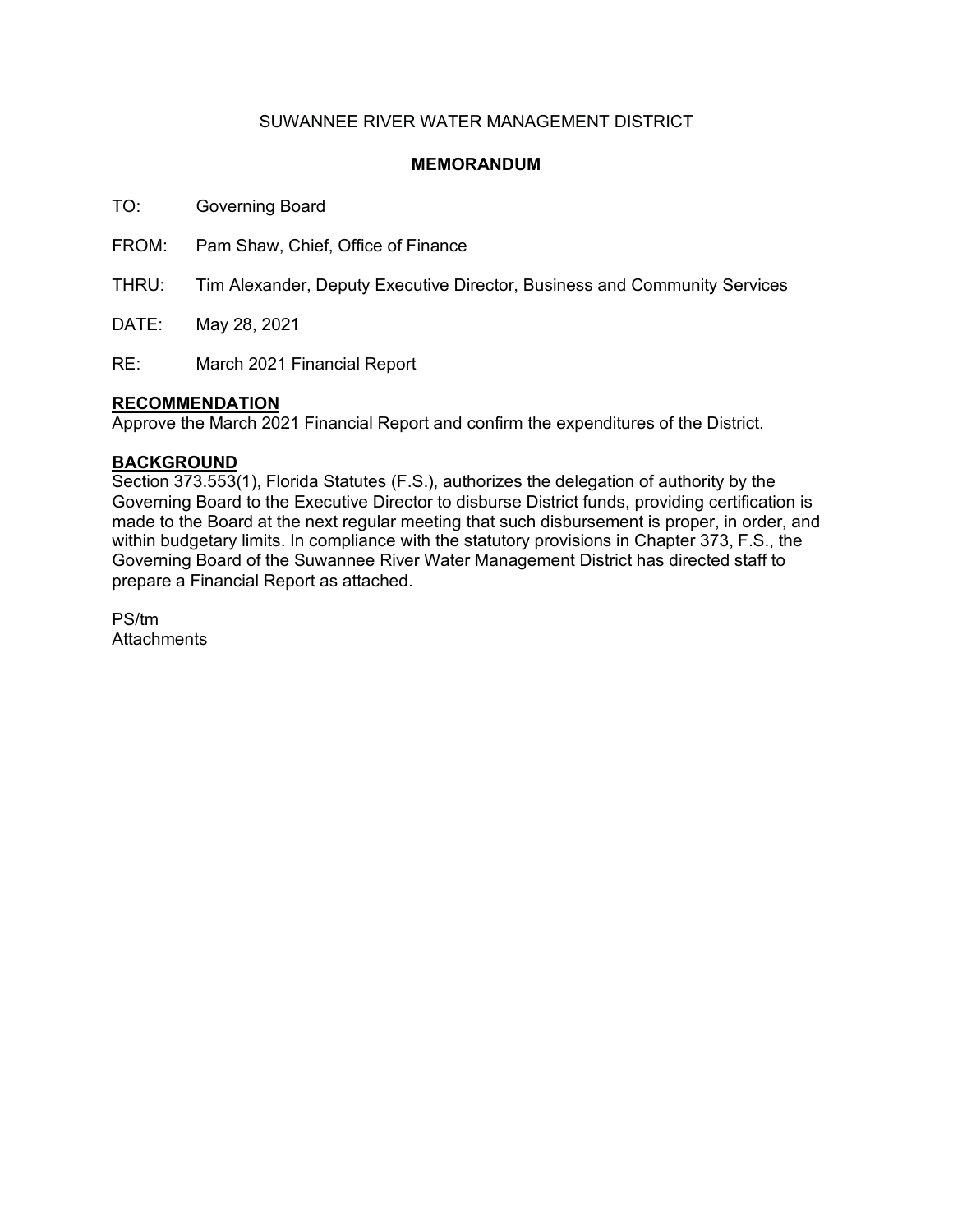SUWANNEE RIVER WATER MANAGEMENT DISTRICT

**MEMORANDUM**

TO: Governing Board

FROM: Pam Shaw, Chief, Office of Finance

THRU: Tim Alexander, Deputy Executive Director, Business and Community Services

DATE: May 28, 2021

RE: March 2021 Financial Report

**RECOMMENDATION**

Approve the March 2021 Financial Report and confirm the expenditures of the District.

**BACKGROUND**

Section 373.553(1), Florida Statutes (F.S.), authorizes the delegation of authority by the Governing Board to the Executive Director to disburse District funds, providing certification is made to the Board at the next regular meeting that such disbursement is proper, in order, and within budgetary limits. In compliance with the statutory provisions in Chapter 373, F.S., the Governing Board of the Suwannee River Water Management District has directed staff to prepare a Financial Report as attached.

PS/tm
Attachments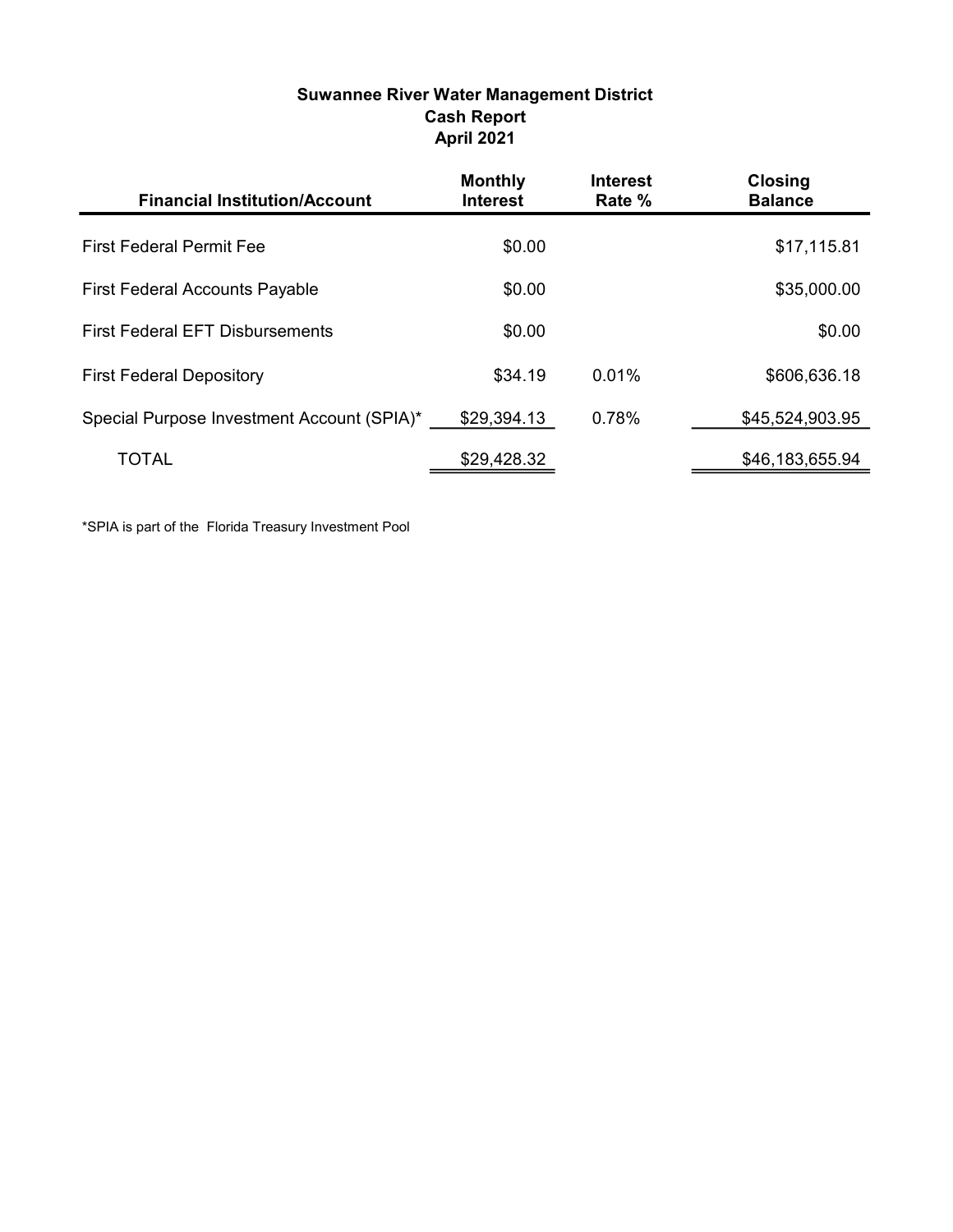**Suwannee River Water Management District**
**Cash Report**
**April 2021**

| Financial Institution/Account | Monthly Interest | Interest Rate % | Closing Balance |
|---|---|---|---|
| First Federal Permit Fee | $0.00 | | $17,115.81 |
| First Federal Accounts Payable | $0.00 | | $35,000.00 |
| First Federal EFT Disbursements | $0.00 | | $0.00 |
| First Federal Depository | $34.19 | 0.01% | $606,636.18 |
| Special Purpose Investment Account (SPIA)* | $29,394.13 | 0.78% | $45,524,903.95 |
| TOTAL | $29,428.32 | | $46,183,655.94 |

*SPIA is part of the Florida Treasury Investment Pool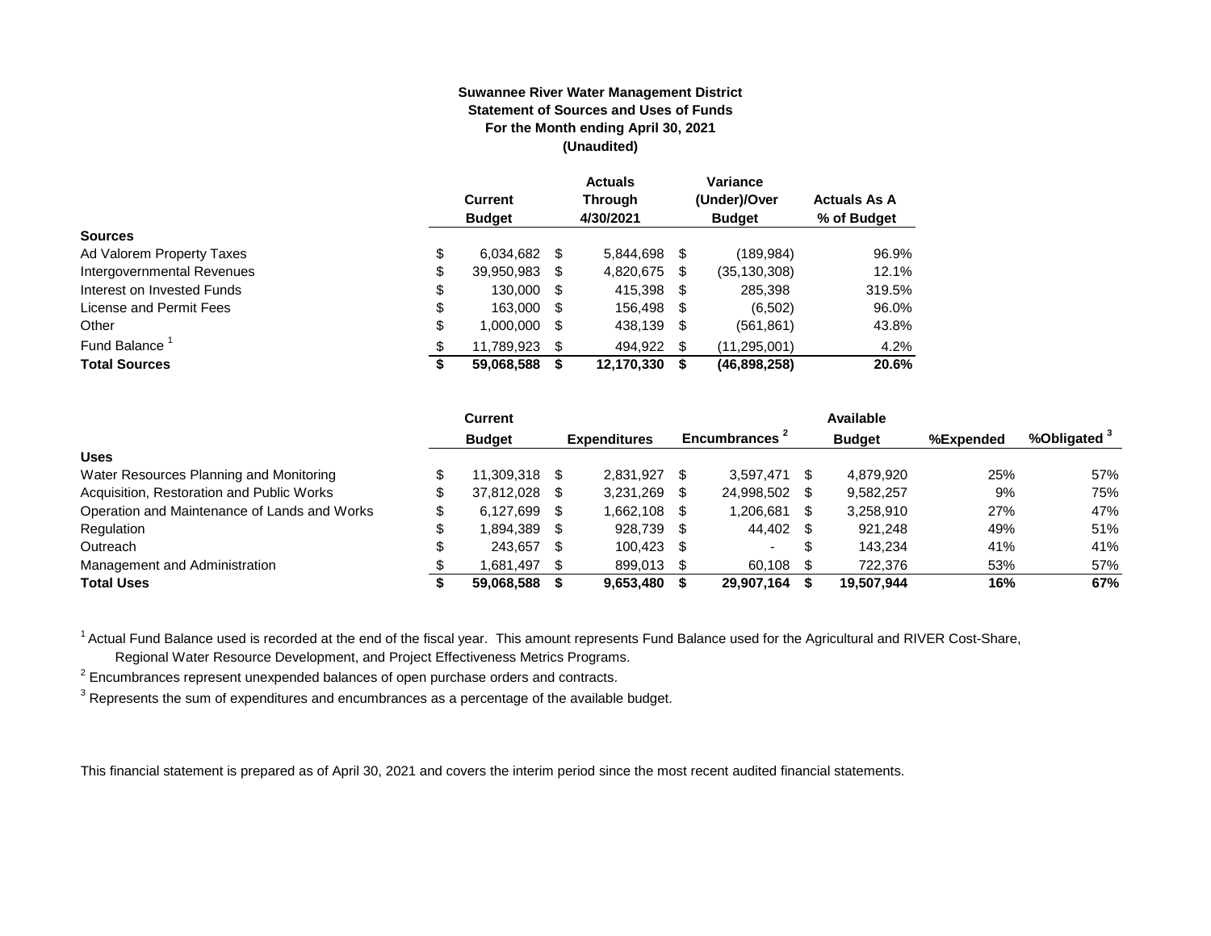**Suwannee River Water Management District**
**Statement of Sources and Uses of Funds**
**For the Month ending April 30, 2021**
**(Unaudited)**

| | Current Budget | Actuals Through 4/30/2021 | Variance (Under)/Over Budget | Actuals As A % of Budget |
|---|---|---|---|---|
| **Sources** | | | | |
| Ad Valorem Property Taxes | $ 6,034,682 | $ 5,844,698 | $ (189,984) | 96.9% |
| Intergovernmental Revenues | $ 39,950,983 | $ 4,820,675 | $ (35,130,308) | 12.1% |
| Interest on Invested Funds | $ 130,000 | $ 415,398 | $ 285,398 | 319.5% |
| License and Permit Fees | $ 163,000 | $ 156,498 | $ (6,502) | 96.0% |
| Other | $ 1,000,000 | $ 438,139 | $ (561,861) | 43.8% |
| Fund Balance [1] | $ 11,789,923 | $ 494,922 | $ (11,295,001) | 4.2% |
| **Total Sources** | **$ 59,068,588** | **$ 12,170,330** | **$ (46,898,258)** | **20.6%** |

| | Current Budget | Expenditures | Encumbrances [2] | Available Budget | %Expended | %Obligated [3] |
|---|---|---|---|---|---|---|
| **Uses** | | | | | | |
| Water Resources Planning and Monitoring | $ 11,309,318 | $ 2,831,927 | $ 3,597,471 | $ 4,879,920 | 25% | 57% |
| Acquisition, Restoration and Public Works | $ 37,812,028 | $ 3,231,269 | $ 24,998,502 | $ 9,582,257 | 9% | 75% |
| Operation and Maintenance of Lands and Works | $ 6,127,699 | $ 1,662,108 | $ 1,206,681 | $ 3,258,910 | 27% | 47% |
| Regulation | $ 1,894,389 | $ 928,739 | $ 44,402 | $ 921,248 | 49% | 51% |
| Outreach | $ 243,657 | $ 100,423 | $ - | $ 143,234 | 41% | 41% |
| Management and Administration | $ 1,681,497 | $ 899,013 | $ 60,108 | $ 722,376 | 53% | 57% |
| **Total Uses** | **$ 59,068,588** | **$ 9,653,480** | **$ 29,907,164** | **$ 19,507,944** | **16%** | **67%** |

[1] Actual Fund Balance used is recorded at the end of the fiscal year. This amount represents Fund Balance used for the Agricultural and RIVER Cost-Share, Regional Water Resource Development, and Project Effectiveness Metrics Programs.

[2] Encumbrances represent unexpended balances of open purchase orders and contracts.

[3] Represents the sum of expenditures and encumbrances as a percentage of the available budget.

This financial statement is prepared as of April 30, 2021 and covers the interim period since the most recent audited financial statements.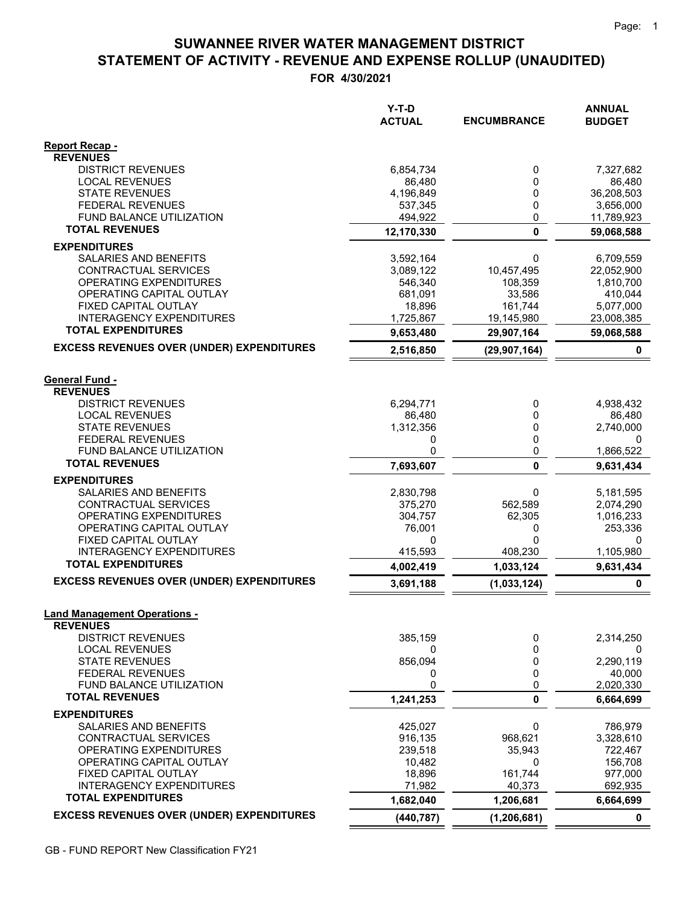# SUWANNEE RIVER WATER MANAGEMENT DISTRICT
## STATEMENT OF ACTIVITY - REVENUE AND EXPENSE ROLLUP (UNAUDITED)
### FOR 4/30/2021

| | Y-T-D ACTUAL | ENCUMBRANCE | ANNUAL BUDGET |
|---|---|---|---|
| **Report Recap -** | | | |
| **REVENUES** | | | |
| DISTRICT REVENUES | 6,854,734 | 0 | 7,327,682 |
| LOCAL REVENUES | 86,480 | 0 | 86,480 |
| STATE REVENUES | 4,196,849 | 0 | 36,208,503 |
| FEDERAL REVENUES | 537,345 | 0 | 3,656,000 |
| FUND BALANCE UTILIZATION | 494,922 | 0 | 11,789,923 |
| **TOTAL REVENUES** | **12,170,330** | **0** | **59,068,588** |
| **EXPENDITURES** | | | |
| SALARIES AND BENEFITS | 3,592,164 | 0 | 6,709,559 |
| CONTRACTUAL SERVICES | 3,089,122 | 10,457,495 | 22,052,900 |
| OPERATING EXPENDITURES | 546,340 | 108,359 | 1,810,700 |
| OPERATING CAPITAL OUTLAY | 681,091 | 33,586 | 410,044 |
| FIXED CAPITAL OUTLAY | 18,896 | 161,744 | 5,077,000 |
| INTERAGENCY EXPENDITURES | 1,725,867 | 19,145,980 | 23,008,385 |
| **TOTAL EXPENDITURES** | **9,653,480** | **29,907,164** | **59,068,588** |
| **EXCESS REVENUES OVER (UNDER) EXPENDITURES** | **2,516,850** | **(29,907,164)** | **0** |
| | | | |
| **General Fund -** | | | |
| **REVENUES** | | | |
| DISTRICT REVENUES | 6,294,771 | 0 | 4,938,432 |
| LOCAL REVENUES | 86,480 | 0 | 86,480 |
| STATE REVENUES | 1,312,356 | 0 | 2,740,000 |
| FEDERAL REVENUES | 0 | 0 | 0 |
| FUND BALANCE UTILIZATION | 0 | 0 | 1,866,522 |
| **TOTAL REVENUES** | **7,693,607** | **0** | **9,631,434** |
| **EXPENDITURES** | | | |
| SALARIES AND BENEFITS | 2,830,798 | 0 | 5,181,595 |
| CONTRACTUAL SERVICES | 375,270 | 562,589 | 2,074,290 |
| OPERATING EXPENDITURES | 304,757 | 62,305 | 1,016,233 |
| OPERATING CAPITAL OUTLAY | 76,001 | 0 | 253,336 |
| FIXED CAPITAL OUTLAY | 0 | 0 | 0 |
| INTERAGENCY EXPENDITURES | 415,593 | 408,230 | 1,105,980 |
| **TOTAL EXPENDITURES** | **4,002,419** | **1,033,124** | **9,631,434** |
| **EXCESS REVENUES OVER (UNDER) EXPENDITURES** | **3,691,188** | **(1,033,124)** | **0** |
| | | | |
| **Land Management Operations -** | | | |
| **REVENUES** | | | |
| DISTRICT REVENUES | 385,159 | 0 | 2,314,250 |
| LOCAL REVENUES | 0 | 0 | 0 |
| STATE REVENUES | 856,094 | 0 | 2,290,119 |
| FEDERAL REVENUES | 0 | 0 | 40,000 |
| FUND BALANCE UTILIZATION | 0 | 0 | 2,020,330 |
| **TOTAL REVENUES** | **1,241,253** | **0** | **6,664,699** |
| **EXPENDITURES** | | | |
| SALARIES AND BENEFITS | 425,027 | 0 | 786,979 |
| CONTRACTUAL SERVICES | 916,135 | 968,621 | 3,328,610 |
| OPERATING EXPENDITURES | 239,518 | 35,943 | 722,467 |
| OPERATING CAPITAL OUTLAY | 10,482 | 0 | 156,708 |
| FIXED CAPITAL OUTLAY | 18,896 | 161,744 | 977,000 |
| INTERAGENCY EXPENDITURES | 71,982 | 40,373 | 692,935 |
| **TOTAL EXPENDITURES** | **1,682,040** | **1,206,681** | **6,664,699** |
| **EXCESS REVENUES OVER (UNDER) EXPENDITURES** | **(440,787)** | **(1,206,681)** | **0** |

GB - FUND REPORT New Classification FY21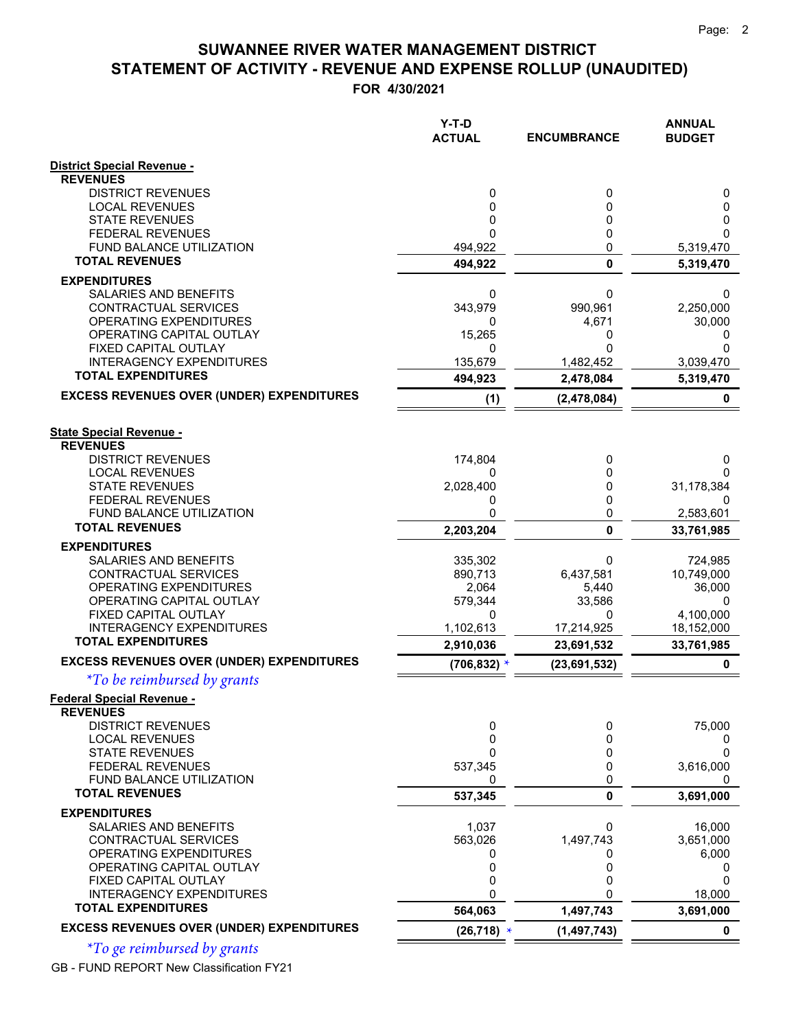# SUWANNEE RIVER WATER MANAGEMENT DISTRICT
## STATEMENT OF ACTIVITY - REVENUE AND EXPENSE ROLLUP (UNAUDITED)
### FOR 4/30/2021

| | Y-T-D ACTUAL | ENCUMBRANCE | ANNUAL BUDGET |
|---|---|---|---|
| **District Special Revenue -** | | | |
| **REVENUES** | | | |
| DISTRICT REVENUES | 0 | 0 | 0 |
| LOCAL REVENUES | 0 | 0 | 0 |
| STATE REVENUES | 0 | 0 | 0 |
| FEDERAL REVENUES | 0 | 0 | 0 |
| FUND BALANCE UTILIZATION | 494,922 | 0 | 5,319,470 |
| **TOTAL REVENUES** | **494,922** | **0** | **5,319,470** |
| **EXPENDITURES** | | | |
| SALARIES AND BENEFITS | 0 | 0 | 0 |
| CONTRACTUAL SERVICES | 343,979 | 990,961 | 2,250,000 |
| OPERATING EXPENDITURES | 0 | 4,671 | 30,000 |
| OPERATING CAPITAL OUTLAY | 15,265 | 0 | 0 |
| FIXED CAPITAL OUTLAY | 0 | 0 | 0 |
| INTERAGENCY EXPENDITURES | 135,679 | 1,482,452 | 3,039,470 |
| **TOTAL EXPENDITURES** | **494,923** | **2,478,084** | **5,319,470** |
| **EXCESS REVENUES OVER (UNDER) EXPENDITURES** | **(1)** | **(2,478,084)** | **0** |
| **State Special Revenue -** | | | |
| **REVENUES** | | | |
| DISTRICT REVENUES | 174,804 | 0 | 0 |
| LOCAL REVENUES | 0 | 0 | 0 |
| STATE REVENUES | 2,028,400 | 0 | 31,178,384 |
| FEDERAL REVENUES | 0 | 0 | 0 |
| FUND BALANCE UTILIZATION | 0 | 0 | 2,583,601 |
| **TOTAL REVENUES** | **2,203,204** | **0** | **33,761,985** |
| **EXPENDITURES** | | | |
| SALARIES AND BENEFITS | 335,302 | 0 | 724,985 |
| CONTRACTUAL SERVICES | 890,713 | 6,437,581 | 10,749,000 |
| OPERATING EXPENDITURES | 2,064 | 5,440 | 36,000 |
| OPERATING CAPITAL OUTLAY | 579,344 | 33,586 | 0 |
| FIXED CAPITAL OUTLAY | 0 | 0 | 4,100,000 |
| INTERAGENCY EXPENDITURES | 1,102,613 | 17,214,925 | 18,152,000 |
| **TOTAL EXPENDITURES** | **2,910,036** | **23,691,532** | **33,761,985** |
| **EXCESS REVENUES OVER (UNDER) EXPENDITURES** | **(706,832)** * | **(23,691,532)** | **0** |
| *\*To be reimbursed by grants* | | | |
| **Federal Special Revenue -** | | | |
| **REVENUES** | | | |
| DISTRICT REVENUES | 0 | 0 | 75,000 |
| LOCAL REVENUES | 0 | 0 | 0 |
| STATE REVENUES | 0 | 0 | 0 |
| FEDERAL REVENUES | 537,345 | 0 | 3,616,000 |
| FUND BALANCE UTILIZATION | 0 | 0 | 0 |
| **TOTAL REVENUES** | **537,345** | **0** | **3,691,000** |
| **EXPENDITURES** | | | |
| SALARIES AND BENEFITS | 1,037 | 0 | 16,000 |
| CONTRACTUAL SERVICES | 563,026 | 1,497,743 | 3,651,000 |
| OPERATING EXPENDITURES | 0 | 0 | 6,000 |
| OPERATING CAPITAL OUTLAY | 0 | 0 | 0 |
| FIXED CAPITAL OUTLAY | 0 | 0 | 0 |
| INTERAGENCY EXPENDITURES | 0 | 0 | 18,000 |
| **TOTAL EXPENDITURES** | **564,063** | **1,497,743** | **3,691,000** |
| **EXCESS REVENUES OVER (UNDER) EXPENDITURES** | **(26,718)** * | **(1,497,743)** | **0** |

*\*To ge reimbursed by grants*

GB - FUND REPORT New Classification FY21